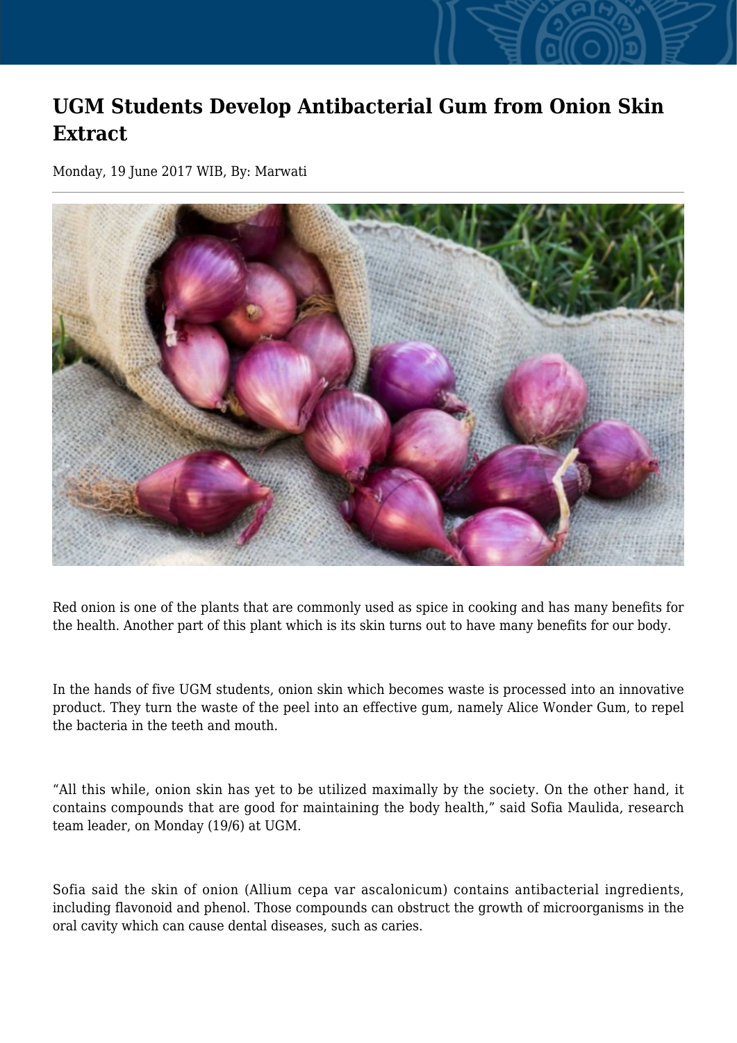# UGM Students Develop Antibacterial Gum from Onion Skin Extract

Monday, 19 June 2017 WIB, By: Marwati

Red onion is one of the plants that are commonly used as spice in cooking and has many benefits for the health. Another part of this plant which is its skin turns out to have many benefits for our body.

In the hands of five UGM students, onion skin which becomes waste is processed into an innovative product. They turn the waste of the peel into an effective gum, namely Alice Wonder Gum, to repel the bacteria in the teeth and mouth.

"All this while, onion skin has yet to be utilized maximally by the society. On the other hand, it contains compounds that are good for maintaining the body health," said Sofia Maulida, research team leader, on Monday (19/6) at UGM.

Sofia said the skin of onion (Allium cepa var ascalonicum) contains antibacterial ingredients, including flavonoid and phenol. Those compounds can obstruct the growth of microorganisms in the oral cavity which can cause dental diseases, such as caries.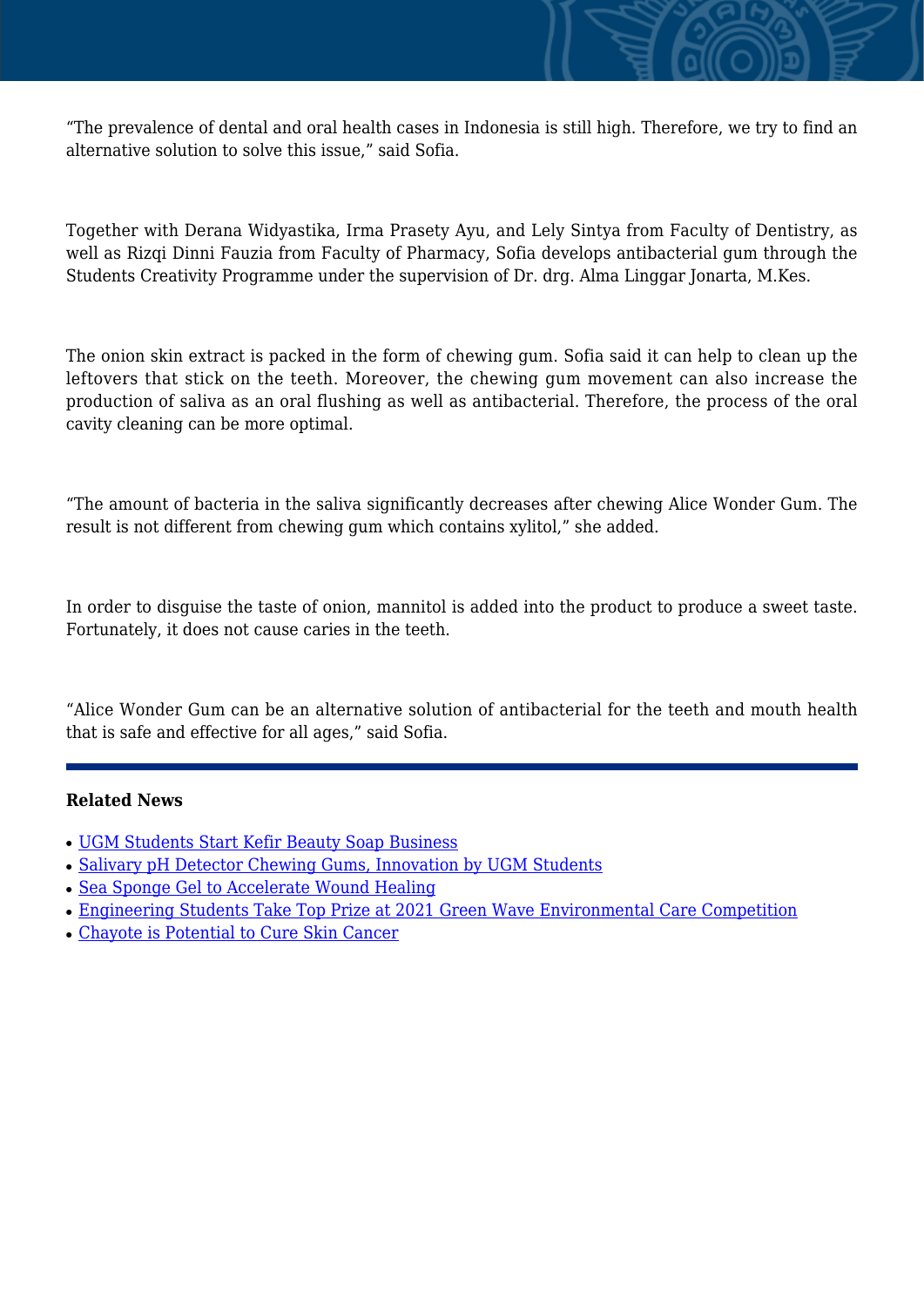"The prevalence of dental and oral health cases in Indonesia is still high. Therefore, we try to find an alternative solution to solve this issue," said Sofia.

Together with Derana Widyastika, Irma Prasety Ayu, and Lely Sintya from Faculty of Dentistry, as well as Rizqi Dinni Fauzia from Faculty of Pharmacy, Sofia develops antibacterial gum through the Students Creativity Programme under the supervision of Dr. drg. Alma Linggar Jonarta, M.Kes.

The onion skin extract is packed in the form of chewing gum. Sofia said it can help to clean up the leftovers that stick on the teeth. Moreover, the chewing gum movement can also increase the production of saliva as an oral flushing as well as antibacterial. Therefore, the process of the oral cavity cleaning can be more optimal.

"The amount of bacteria in the saliva significantly decreases after chewing Alice Wonder Gum. The result is not different from chewing gum which contains xylitol," she added.

In order to disguise the taste of onion, mannitol is added into the product to produce a sweet taste. Fortunately, it does not cause caries in the teeth.

"Alice Wonder Gum can be an alternative solution of antibacterial for the teeth and mouth health that is safe and effective for all ages," said Sofia.

---

**Related News**

- UGM Students Start Kefir Beauty Soap Business
- Salivary pH Detector Chewing Gums, Innovation by UGM Students
- Sea Sponge Gel to Accelerate Wound Healing
- Engineering Students Take Top Prize at 2021 Green Wave Environmental Care Competition
- Chayote is Potential to Cure Skin Cancer